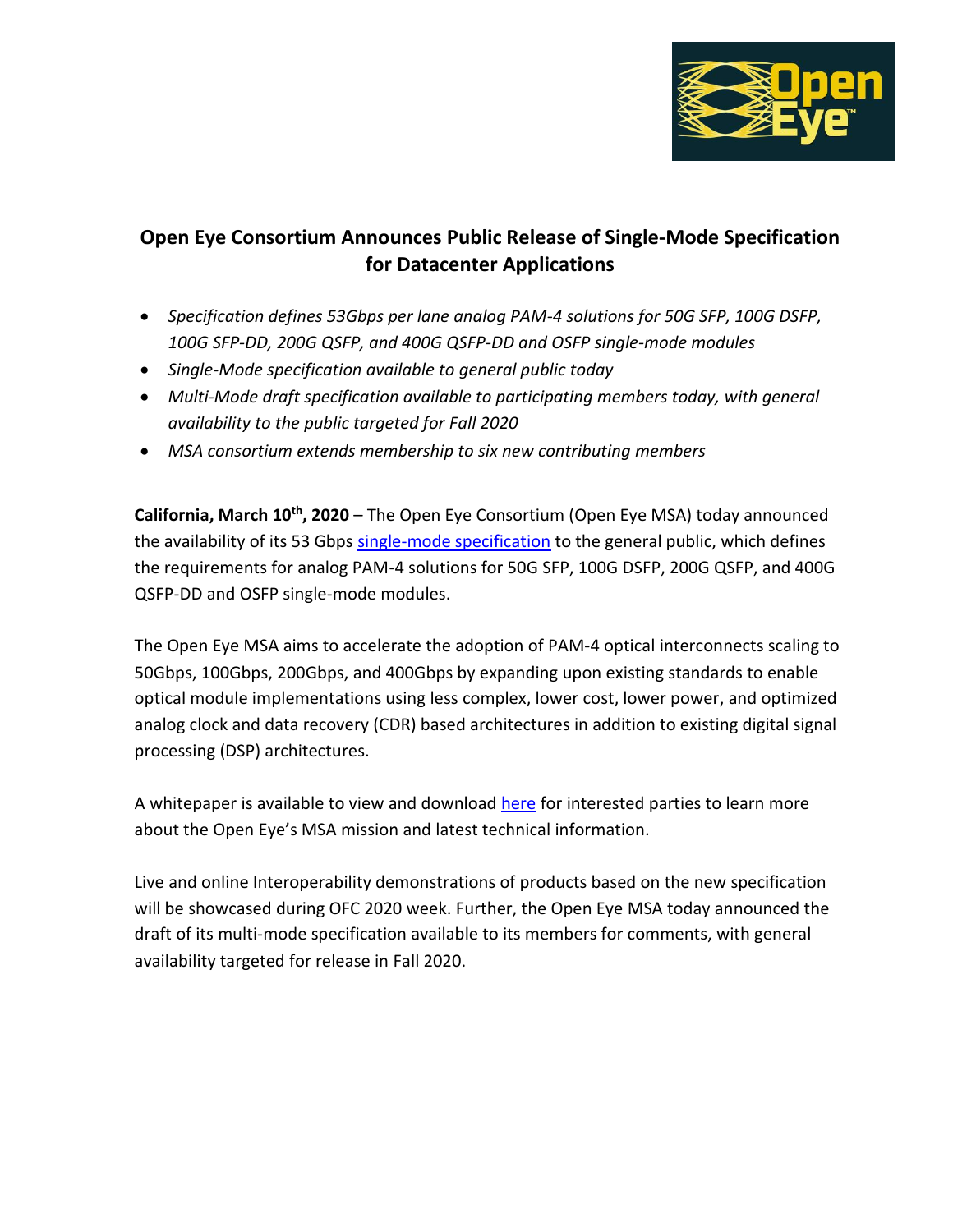# Open Eye Consortium Announces Public Release of Single-Mode Specification for Datacenter Applications

- *Specification defines 53Gbps per lane analog PAM-4 solutions for 50G SFP, 100G DSFP, 100G SFP-DD, 200G QSFP, and 400G QSFP-DD and OSFP single-mode modules*
- *Single-Mode specification available to general public today*
- *Multi-Mode draft specification available to participating members today, with general availability to the public targeted for Fall 2020*
- *MSA consortium extends membership to six new contributing members*

**California, March 10th, 2020** – The Open Eye Consortium (Open Eye MSA) today announced the availability of its 53 Gbps single-mode specification to the general public, which defines the requirements for analog PAM-4 solutions for 50G SFP, 100G DSFP, 200G QSFP, and 400G QSFP-DD and OSFP single-mode modules.

The Open Eye MSA aims to accelerate the adoption of PAM-4 optical interconnects scaling to 50Gbps, 100Gbps, 200Gbps, and 400Gbps by expanding upon existing standards to enable optical module implementations using less complex, lower cost, lower power, and optimized analog clock and data recovery (CDR) based architectures in addition to existing digital signal processing (DSP) architectures.

A whitepaper is available to view and download here for interested parties to learn more about the Open Eye's MSA mission and latest technical information.

Live and online Interoperability demonstrations of products based on the new specification will be showcased during OFC 2020 week. Further, the Open Eye MSA today announced the draft of its multi-mode specification available to its members for comments, with general availability targeted for release in Fall 2020.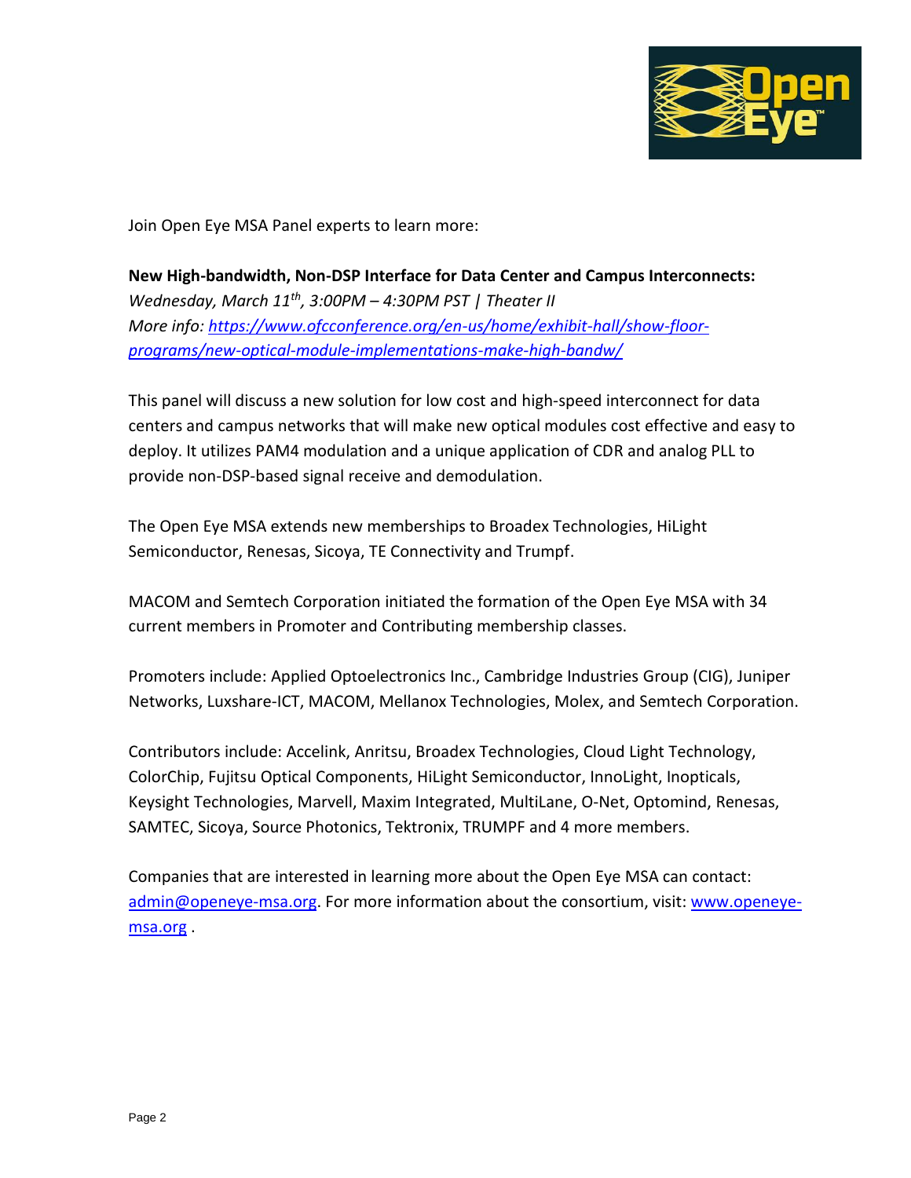Join Open Eye MSA Panel experts to learn more:

**New High-bandwidth, Non-DSP Interface for Data Center and Campus Interconnects:**
*Wednesday, March 11th, 3:00PM – 4:30PM PST | Theater II*
*More info: https://www.ofcconference.org/en-us/home/exhibit-hall/show-floor-programs/new-optical-module-implementations-make-high-bandw/*

This panel will discuss a new solution for low cost and high-speed interconnect for data centers and campus networks that will make new optical modules cost effective and easy to deploy. It utilizes PAM4 modulation and a unique application of CDR and analog PLL to provide non-DSP-based signal receive and demodulation.

The Open Eye MSA extends new memberships to Broadex Technologies, HiLight Semiconductor, Renesas, Sicoya, TE Connectivity and Trumpf.

MACOM and Semtech Corporation initiated the formation of the Open Eye MSA with 34 current members in Promoter and Contributing membership classes.

Promoters include: Applied Optoelectronics Inc., Cambridge Industries Group (CIG), Juniper Networks, Luxshare-ICT, MACOM, Mellanox Technologies, Molex, and Semtech Corporation.

Contributors include: Accelink, Anritsu, Broadex Technologies, Cloud Light Technology, ColorChip, Fujitsu Optical Components, HiLight Semiconductor, InnoLight, Inopticals, Keysight Technologies, Marvell, Maxim Integrated, MultiLane, O-Net, Optomind, Renesas, SAMTEC, Sicoya, Source Photonics, Tektronix, TRUMPF and 4 more members.

Companies that are interested in learning more about the Open Eye MSA can contact: admin@openeye-msa.org. For more information about the consortium, visit: www.openeye-msa.org .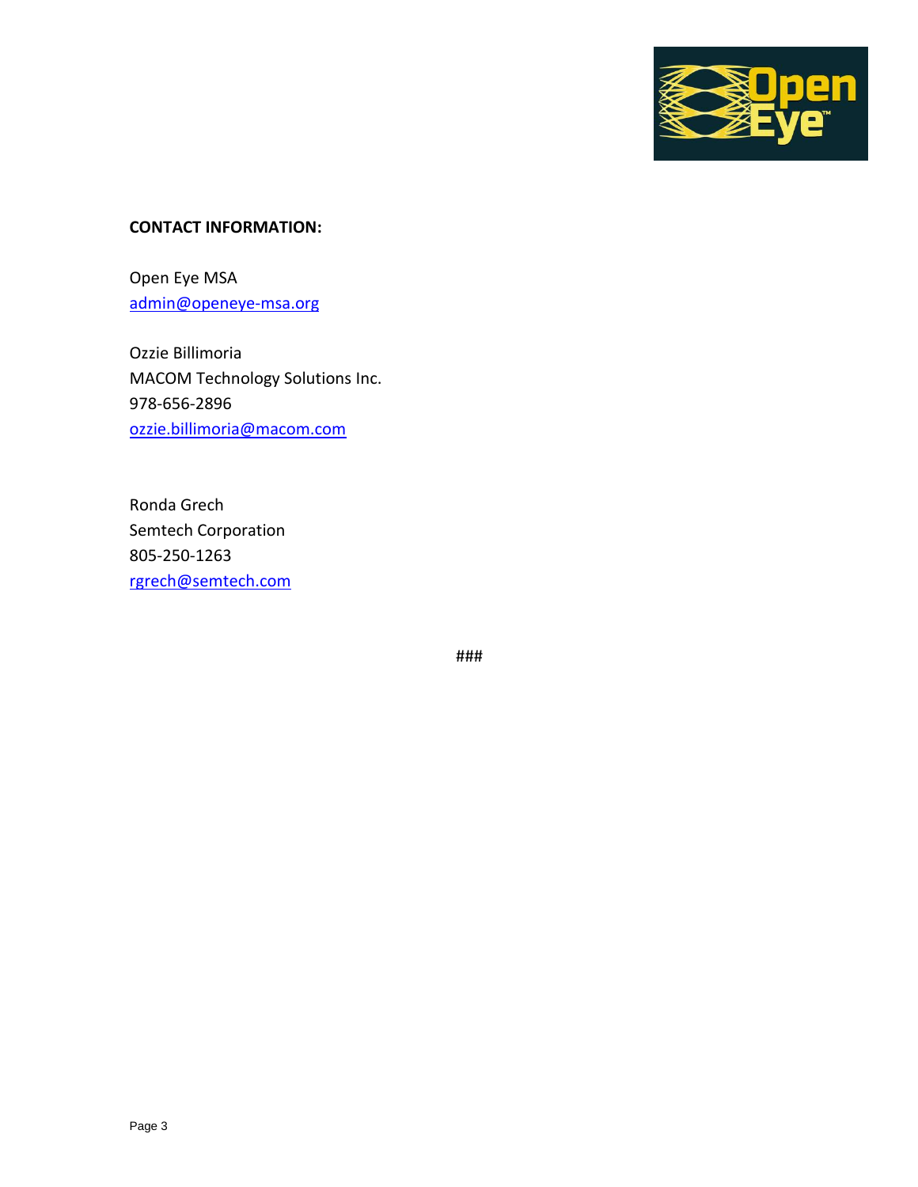**CONTACT INFORMATION:**

Open Eye MSA
admin@openeye-msa.org

Ozzie Billimoria
MACOM Technology Solutions Inc.
978-656-2896
ozzie.billimoria@macom.com

Ronda Grech
Semtech Corporation
805-250-1263
rgrech@semtech.com

###